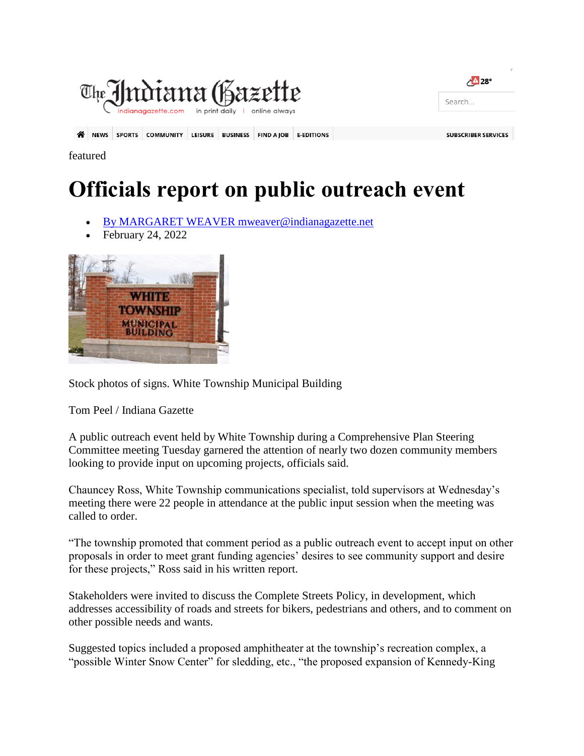featured

# Officials report on public outreach event

- By MARGARET WEAVER mweaver@indianagazette.net
- February 24, 2022

Stock photos of signs. White Township Municipal Building

Tom Peel / Indiana Gazette

A public outreach event held by White Township during a Comprehensive Plan Steering Committee meeting Tuesday garnered the attention of nearly two dozen community members looking to provide input on upcoming projects, officials said.

Chauncey Ross, White Township communications specialist, told supervisors at Wednesday's meeting there were 22 people in attendance at the public input session when the meeting was called to order.

"The township promoted that comment period as a public outreach event to accept input on other proposals in order to meet grant funding agencies' desires to see community support and desire for these projects," Ross said in his written report.

Stakeholders were invited to discuss the Complete Streets Policy, in development, which addresses accessibility of roads and streets for bikers, pedestrians and others, and to comment on other possible needs and wants.

Suggested topics included a proposed amphitheater at the township's recreation complex, a "possible Winter Snow Center" for sledding, etc., "the proposed expansion of Kennedy-King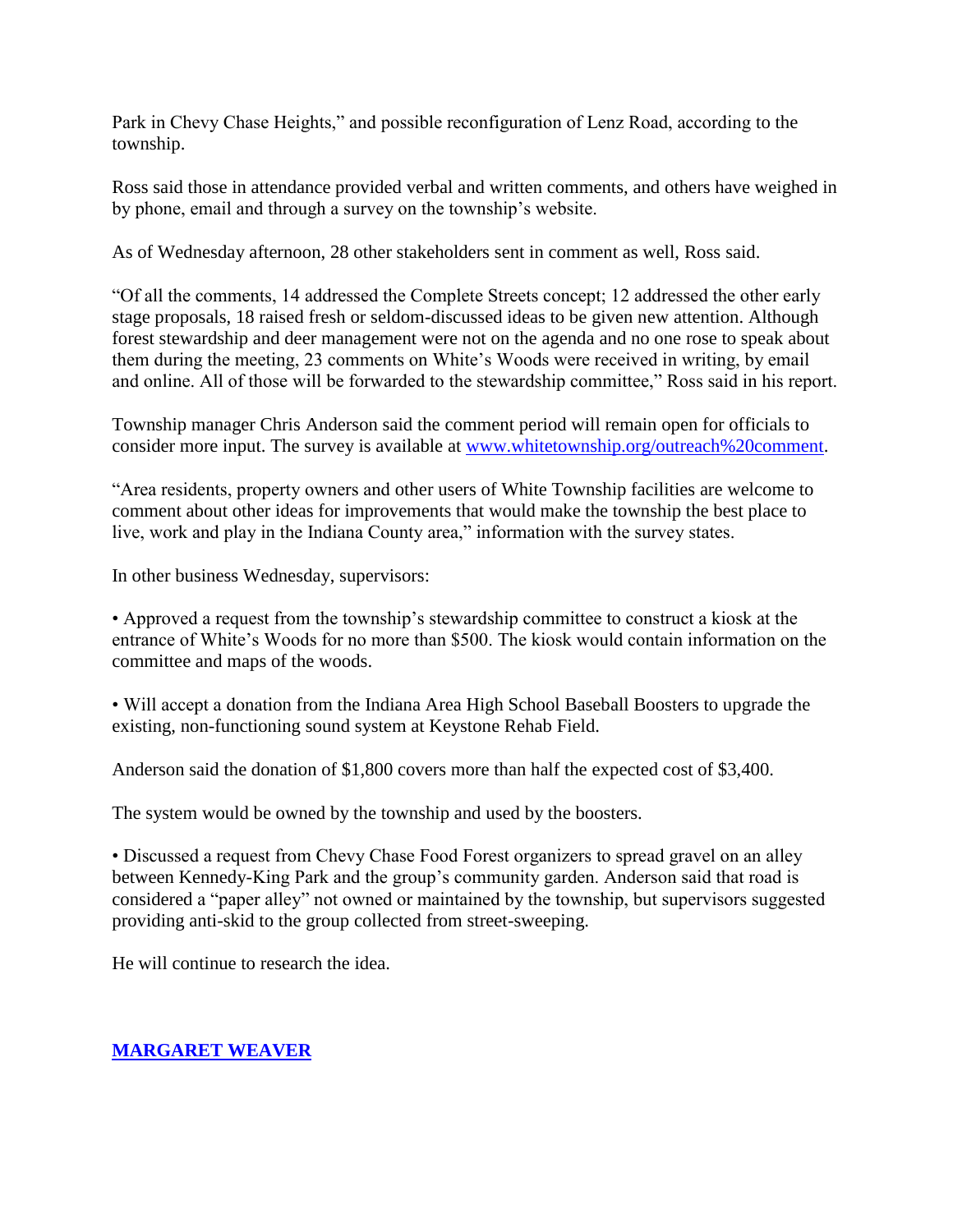Park in Chevy Chase Heights," and possible reconfiguration of Lenz Road, according to the township.

Ross said those in attendance provided verbal and written comments, and others have weighed in by phone, email and through a survey on the township's website.

As of Wednesday afternoon, 28 other stakeholders sent in comment as well, Ross said.

"Of all the comments, 14 addressed the Complete Streets concept; 12 addressed the other early stage proposals, 18 raised fresh or seldom-discussed ideas to be given new attention. Although forest stewardship and deer management were not on the agenda and no one rose to speak about them during the meeting, 23 comments on White's Woods were received in writing, by email and online. All of those will be forwarded to the stewardship committee," Ross said in his report.

Township manager Chris Anderson said the comment period will remain open for officials to consider more input. The survey is available at [www.whitetownship.org/outreach%20comment](www.whitetownship.org/outreach%20comment).

"Area residents, property owners and other users of White Township facilities are welcome to comment about other ideas for improvements that would make the township the best place to live, work and play in the Indiana County area," information with the survey states.

In other business Wednesday, supervisors:

• Approved a request from the township's stewardship committee to construct a kiosk at the entrance of White's Woods for no more than $500. The kiosk would contain information on the committee and maps of the woods.

• Will accept a donation from the Indiana Area High School Baseball Boosters to upgrade the existing, non-functioning sound system at Keystone Rehab Field.

Anderson said the donation of $1,800 covers more than half the expected cost of $3,400.

The system would be owned by the township and used by the boosters.

• Discussed a request from Chevy Chase Food Forest organizers to spread gravel on an alley between Kennedy-King Park and the group's community garden. Anderson said that road is considered a "paper alley" not owned or maintained by the township, but supervisors suggested providing anti-skid to the group collected from street-sweeping.

He will continue to research the idea.

**MARGARET WEAVER**